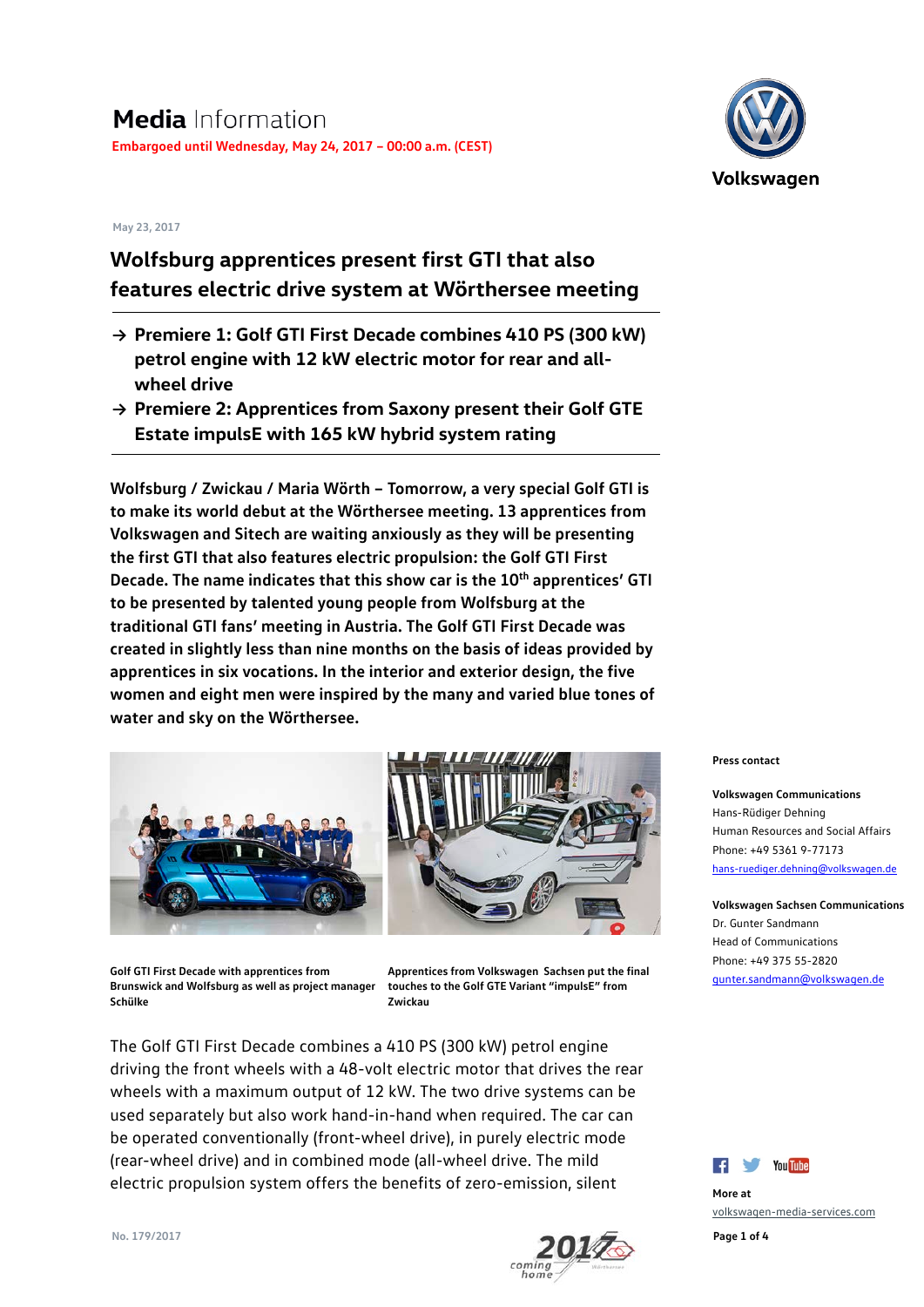# Media Information

**Embargoed until Wednesday, May 24, 2017 – 00:00 a.m. (CEST)**

May 23, 2017

## Wolfsburg apprentices present first GTI that also features electric drive system at Wörthersee meeting

- **→ Premiere 1: Golf GTI First Decade combines 410 PS (300 kW) petrol engine with 12 kW electric motor for rear and all-wheel drive**
- **→ Premiere 2: Apprentices from Saxony present their Golf GTE Estate impulsE with 165 kW hybrid system rating**

**Wolfsburg / Zwickau / Maria Wörth – Tomorrow, a very special Golf GTI is to make its world debut at the Wörthersee meeting. 13 apprentices from Volkswagen and Sitech are waiting anxiously as they will be presenting the first GTI that also features electric propulsion: the Golf GTI First Decade. The name indicates that this show car is the 10th apprentices' GTI to be presented by talented young people from Wolfsburg at the traditional GTI fans' meeting in Austria. The Golf GTI First Decade was created in slightly less than nine months on the basis of ideas provided by apprentices in six vocations. In the interior and exterior design, the five women and eight men were inspired by the many and varied blue tones of water and sky on the Wörthersee.**

**Golf GTI First Decade with apprentices from Brunswick and Wolfsburg as well as project manager Schülke**

**Apprentices from Volkswagen Sachsen put the final touches to the Golf GTE Variant "impulsE" from Zwickau**

The Golf GTI First Decade combines a 410 PS (300 kW) petrol engine driving the front wheels with a 48-volt electric motor that drives the rear wheels with a maximum output of 12 kW. The two drive systems can be used separately but also work hand-in-hand when required. The car can be operated conventionally (front-wheel drive), in purely electric mode (rear-wheel drive) and in combined mode (all-wheel drive. The mild electric propulsion system offers the benefits of zero-emission, silent

**Press contact**

**Volkswagen Communications**
Hans-Rüdiger Dehning
Human Resources and Social Affairs
Phone: +49 5361 9-77173
hans-ruediger.dehning@volkswagen.de

**Volkswagen Sachsen Communications**
Dr. Gunter Sandmann
Head of Communications
Phone: +49 375 55-2820
gunter.sandmann@volkswagen.de

**More at**
volkswagen-media-services.com

No. 179/2017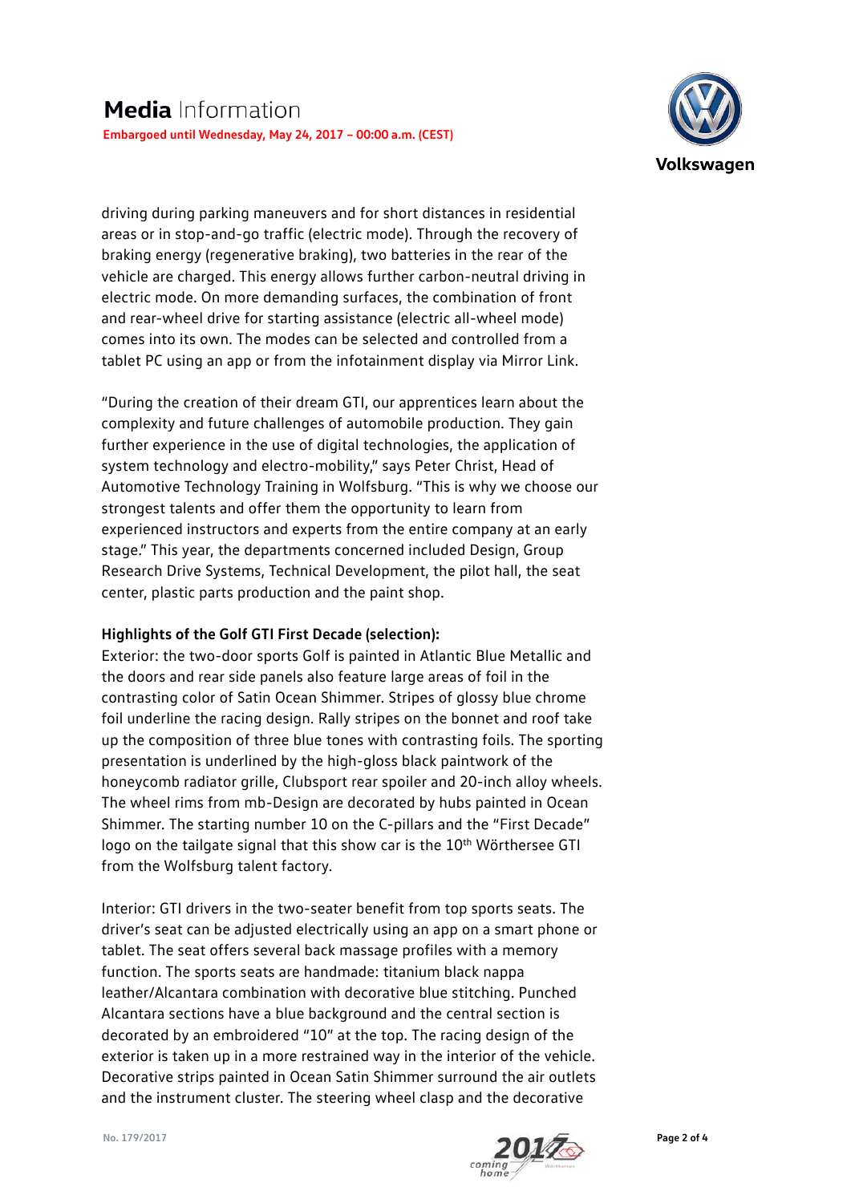driving during parking maneuvers and for short distances in residential areas or in stop-and-go traffic (electric mode). Through the recovery of braking energy (regenerative braking), two batteries in the rear of the vehicle are charged. This energy allows further carbon-neutral driving in electric mode. On more demanding surfaces, the combination of front and rear-wheel drive for starting assistance (electric all-wheel mode) comes into its own. The modes can be selected and controlled from a tablet PC using an app or from the infotainment display via Mirror Link.

"During the creation of their dream GTI, our apprentices learn about the complexity and future challenges of automobile production. They gain further experience in the use of digital technologies, the application of system technology and electro-mobility," says Peter Christ, Head of Automotive Technology Training in Wolfsburg. "This is why we choose our strongest talents and offer them the opportunity to learn from experienced instructors and experts from the entire company at an early stage." This year, the departments concerned included Design, Group Research Drive Systems, Technical Development, the pilot hall, the seat center, plastic parts production and the paint shop.

**Highlights of the Golf GTI First Decade (selection):**

Exterior: the two-door sports Golf is painted in Atlantic Blue Metallic and the doors and rear side panels also feature large areas of foil in the contrasting color of Satin Ocean Shimmer. Stripes of glossy blue chrome foil underline the racing design. Rally stripes on the bonnet and roof take up the composition of three blue tones with contrasting foils. The sporting presentation is underlined by the high-gloss black paintwork of the honeycomb radiator grille, Clubsport rear spoiler and 20-inch alloy wheels. The wheel rims from mb-Design are decorated by hubs painted in Ocean Shimmer. The starting number 10 on the C-pillars and the "First Decade" logo on the tailgate signal that this show car is the 10th Wörthersee GTI from the Wolfsburg talent factory.

Interior: GTI drivers in the two-seater benefit from top sports seats. The driver's seat can be adjusted electrically using an app on a smart phone or tablet. The seat offers several back massage profiles with a memory function. The sports seats are handmade: titanium black nappa leather/Alcantara combination with decorative blue stitching. Punched Alcantara sections have a blue background and the central section is decorated by an embroidered "10" at the top. The racing design of the exterior is taken up in a more restrained way in the interior of the vehicle. Decorative strips painted in Ocean Satin Shimmer surround the air outlets and the instrument cluster. The steering wheel clasp and the decorative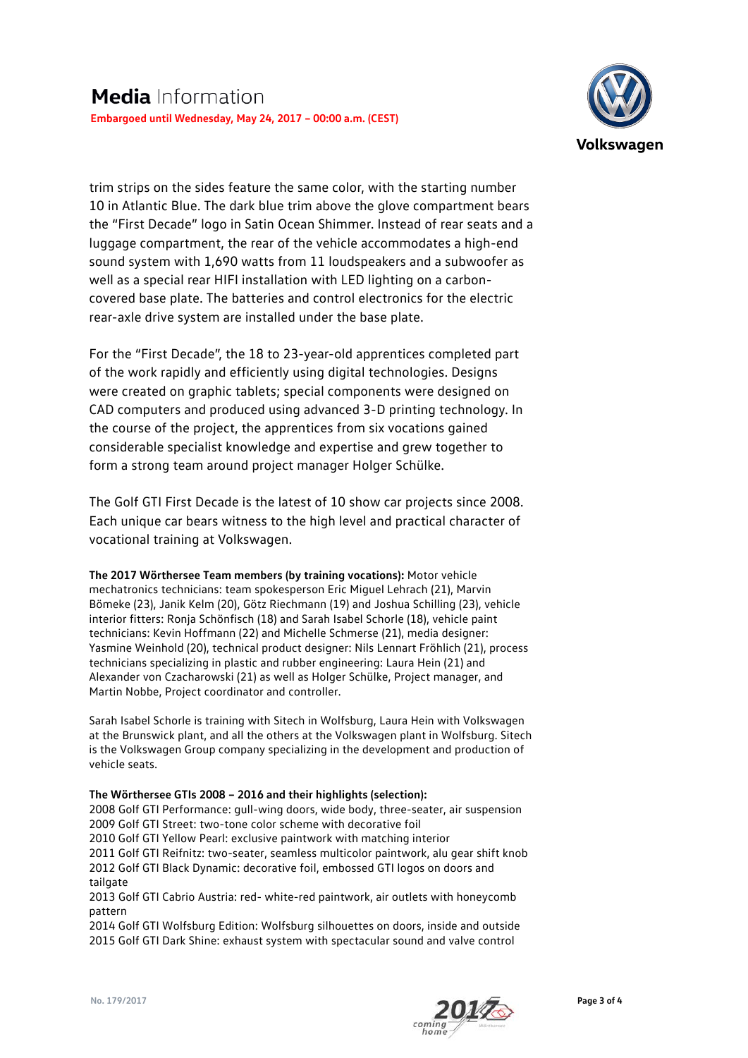trim strips on the sides feature the same color, with the starting number 10 in Atlantic Blue. The dark blue trim above the glove compartment bears the "First Decade" logo in Satin Ocean Shimmer. Instead of rear seats and a luggage compartment, the rear of the vehicle accommodates a high-end sound system with 1,690 watts from 11 loudspeakers and a subwoofer as well as a special rear HIFI installation with LED lighting on a carbon-covered base plate. The batteries and control electronics for the electric rear-axle drive system are installed under the base plate.

For the "First Decade", the 18 to 23-year-old apprentices completed part of the work rapidly and efficiently using digital technologies. Designs were created on graphic tablets; special components were designed on CAD computers and produced using advanced 3-D printing technology. In the course of the project, the apprentices from six vocations gained considerable specialist knowledge and expertise and grew together to form a strong team around project manager Holger Schülke.

The Golf GTI First Decade is the latest of 10 show car projects since 2008. Each unique car bears witness to the high level and practical character of vocational training at Volkswagen.

**The 2017 Wörthersee Team members (by training vocations):** Motor vehicle mechatronics technicians: team spokesperson Eric Miguel Lehrach (21), Marvin Bömeke (23), Janik Kelm (20), Götz Riechmann (19) and Joshua Schilling (23), vehicle interior fitters: Ronja Schönfisch (18) and Sarah Isabel Schorle (18), vehicle paint technicians: Kevin Hoffmann (22) and Michelle Schmerse (21), media designer: Yasmine Weinhold (20), technical product designer: Nils Lennart Fröhlich (21), process technicians specializing in plastic and rubber engineering: Laura Hein (21) and Alexander von Czacharowski (21) as well as Holger Schülke, Project manager, and Martin Nobbe, Project coordinator and controller.

Sarah Isabel Schorle is training with Sitech in Wolfsburg, Laura Hein with Volkswagen at the Brunswick plant, and all the others at the Volkswagen plant in Wolfsburg. Sitech is the Volkswagen Group company specializing in the development and production of vehicle seats.

**The Wörthersee GTIs 2008 – 2016 and their highlights (selection):**
2008 Golf GTI Performance: gull-wing doors, wide body, three-seater, air suspension
2009 Golf GTI Street: two-tone color scheme with decorative foil
2010 Golf GTI Yellow Pearl: exclusive paintwork with matching interior
2011 Golf GTI Reifnitz: two-seater, seamless multicolor paintwork, alu gear shift knob
2012 Golf GTI Black Dynamic: decorative foil, embossed GTI logos on doors and tailgate
2013 Golf GTI Cabrio Austria: red- white-red paintwork, air outlets with honeycomb pattern
2014 Golf GTI Wolfsburg Edition: Wolfsburg silhouettes on doors, inside and outside
2015 Golf GTI Dark Shine: exhaust system with spectacular sound and valve control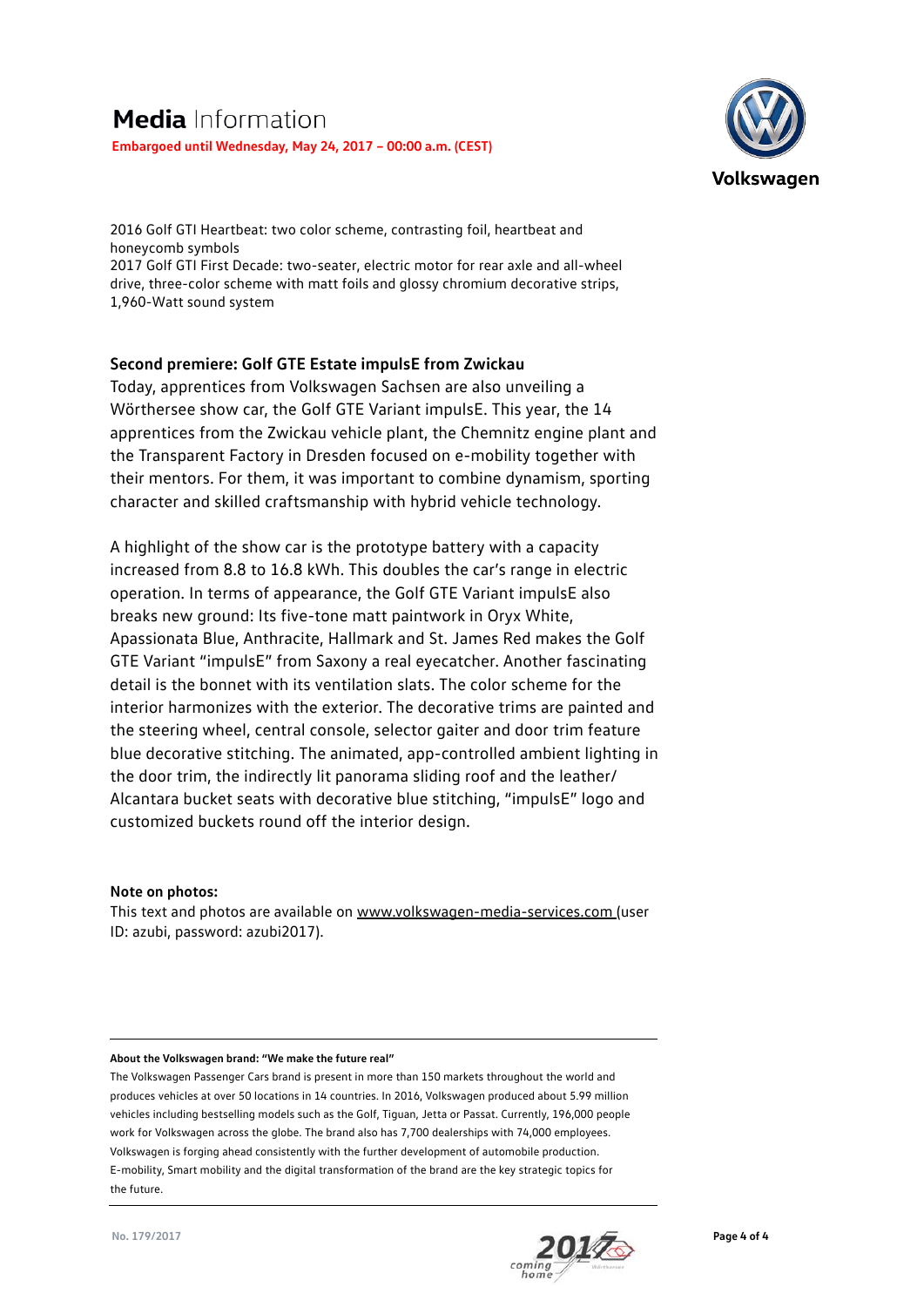2016 Golf GTI Heartbeat: two color scheme, contrasting foil, heartbeat and honeycomb symbols
2017 Golf GTI First Decade: two-seater, electric motor for rear axle and all-wheel drive, three-color scheme with matt foils and glossy chromium decorative strips, 1,960-Watt sound system

**Second premiere: Golf GTE Estate impulsE from Zwickau**

Today, apprentices from Volkswagen Sachsen are also unveiling a Wörthersee show car, the Golf GTE Variant impulsE. This year, the 14 apprentices from the Zwickau vehicle plant, the Chemnitz engine plant and the Transparent Factory in Dresden focused on e-mobility together with their mentors. For them, it was important to combine dynamism, sporting character and skilled craftsmanship with hybrid vehicle technology.

A highlight of the show car is the prototype battery with a capacity increased from 8.8 to 16.8 kWh. This doubles the car's range in electric operation. In terms of appearance, the Golf GTE Variant impulsE also breaks new ground: Its five-tone matt paintwork in Oryx White, Apassionata Blue, Anthracite, Hallmark and St. James Red makes the Golf GTE Variant "impulsE" from Saxony a real eyecatcher. Another fascinating detail is the bonnet with its ventilation slats. The color scheme for the interior harmonizes with the exterior. The decorative trims are painted and the steering wheel, central console, selector gaiter and door trim feature blue decorative stitching. The animated, app-controlled ambient lighting in the door trim, the indirectly lit panorama sliding roof and the leather/ Alcantara bucket seats with decorative blue stitching, "impulsE" logo and customized buckets round off the interior design.

**Note on photos:**
This text and photos are available on www.volkswagen-media-services.com (user ID: azubi, password: azubi2017).

---

**About the Volkswagen brand: "We make the future real"**
The Volkswagen Passenger Cars brand is present in more than 150 markets throughout the world and produces vehicles at over 50 locations in 14 countries. In 2016, Volkswagen produced about 5.99 million vehicles including bestselling models such as the Golf, Tiguan, Jetta or Passat. Currently, 196,000 people work for Volkswagen across the globe. The brand also has 7,700 dealerships with 74,000 employees. Volkswagen is forging ahead consistently with the further development of automobile production. E-mobility, Smart mobility and the digital transformation of the brand are the key strategic topics for the future.